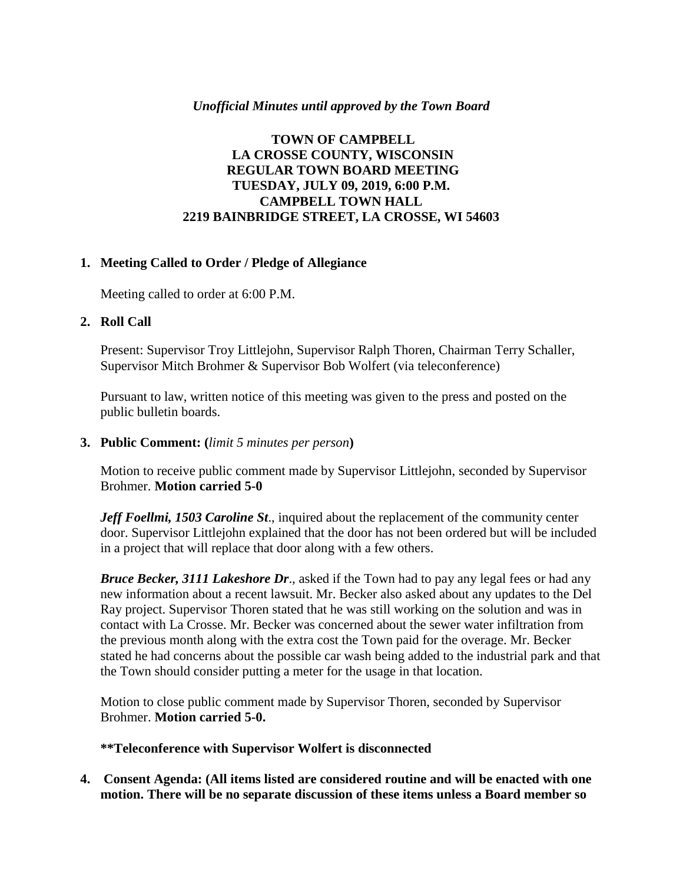*Unofficial Minutes until approved by the Town Board*

**TOWN OF CAMPBELL**
**LA CROSSE COUNTY, WISCONSIN**
**REGULAR TOWN BOARD MEETING**
**TUESDAY, JULY 09, 2019, 6:00 P.M.**
**CAMPBELL TOWN HALL**
**2219 BAINBRIDGE STREET, LA CROSSE, WI 54603**

1. **Meeting Called to Order / Pledge of Allegiance**

   Meeting called to order at 6:00 P.M.

2. **Roll Call**

   Present: Supervisor Troy Littlejohn, Supervisor Ralph Thoren, Chairman Terry Schaller, Supervisor Mitch Brohmer & Supervisor Bob Wolfert (via teleconference)

   Pursuant to law, written notice of this meeting was given to the press and posted on the public bulletin boards.

3. **Public Comment: (***limit 5 minutes per person***)**

   Motion to receive public comment made by Supervisor Littlejohn, seconded by Supervisor Brohmer. **Motion carried 5-0**

   ***Jeff Foellmi, 1503 Caroline St***., inquired about the replacement of the community center door. Supervisor Littlejohn explained that the door has not been ordered but will be included in a project that will replace that door along with a few others.

   ***Bruce Becker, 3111 Lakeshore Dr***., asked if the Town had to pay any legal fees or had any new information about a recent lawsuit. Mr. Becker also asked about any updates to the Del Ray project. Supervisor Thoren stated that he was still working on the solution and was in contact with La Crosse. Mr. Becker was concerned about the sewer water infiltration from the previous month along with the extra cost the Town paid for the overage. Mr. Becker stated he had concerns about the possible car wash being added to the industrial park and that the Town should consider putting a meter for the usage in that location.

   Motion to close public comment made by Supervisor Thoren, seconded by Supervisor Brohmer. **Motion carried 5-0.**

   **\*\*Teleconference with Supervisor Wolfert is disconnected**

4. **Consent Agenda: (All items listed are considered routine and will be enacted with one motion. There will be no separate discussion of these items unless a Board member so**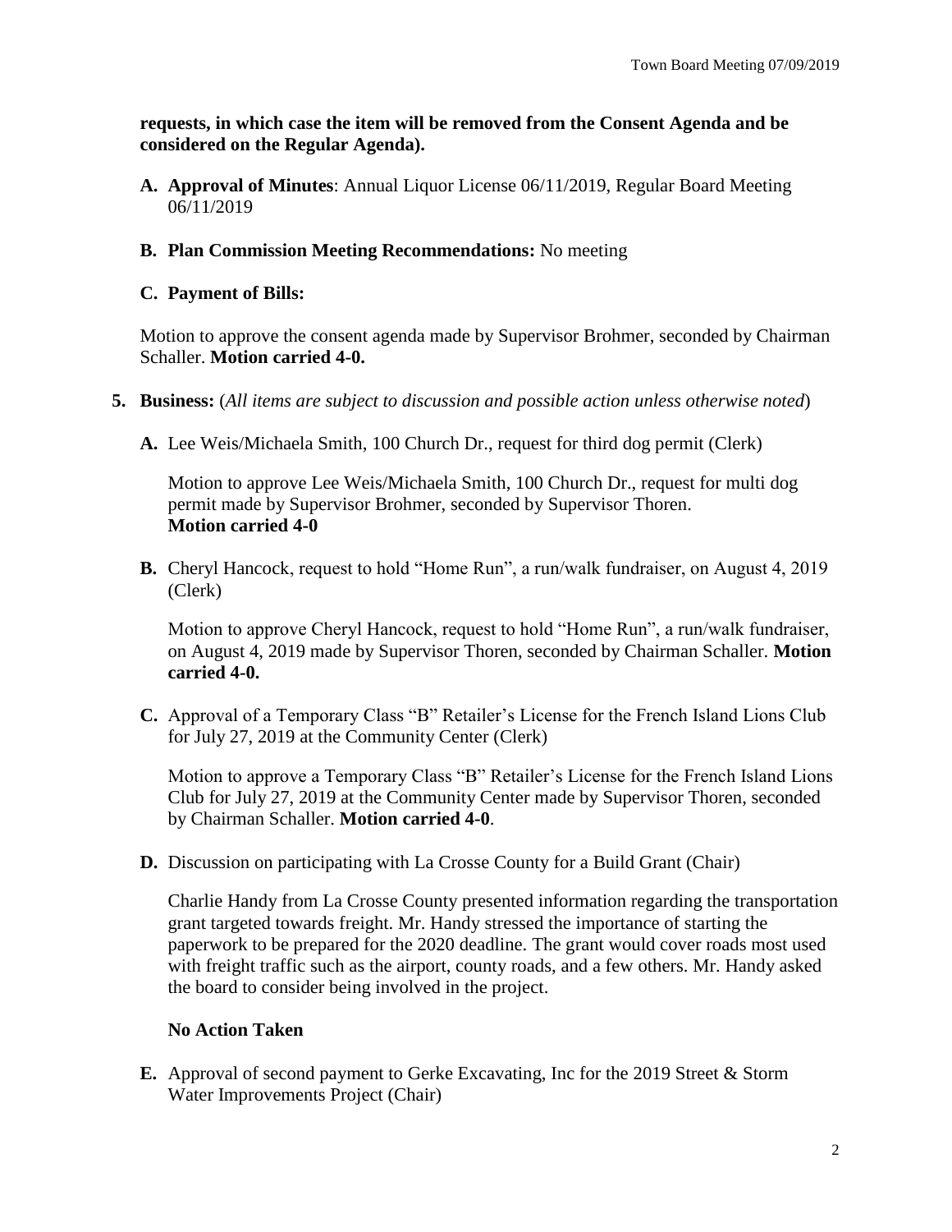**requests, in which case the item will be removed from the Consent Agenda and be considered on the Regular Agenda).**

**A. Approval of Minutes**: Annual Liquor License 06/11/2019, Regular Board Meeting 06/11/2019

**B. Plan Commission Meeting Recommendations:** No meeting

**C. Payment of Bills:**

Motion to approve the consent agenda made by Supervisor Brohmer, seconded by Chairman Schaller. **Motion carried 4-0.**

**5. Business:** (*All items are subject to discussion and possible action unless otherwise noted*)

**A.** Lee Weis/Michaela Smith, 100 Church Dr., request for third dog permit (Clerk)

Motion to approve Lee Weis/Michaela Smith, 100 Church Dr., request for multi dog permit made by Supervisor Brohmer, seconded by Supervisor Thoren. **Motion carried 4-0**

**B.** Cheryl Hancock, request to hold "Home Run", a run/walk fundraiser, on August 4, 2019 (Clerk)

Motion to approve Cheryl Hancock, request to hold "Home Run", a run/walk fundraiser, on August 4, 2019 made by Supervisor Thoren, seconded by Chairman Schaller. **Motion carried 4-0.**

**C.** Approval of a Temporary Class "B" Retailer's License for the French Island Lions Club for July 27, 2019 at the Community Center (Clerk)

Motion to approve a Temporary Class "B" Retailer's License for the French Island Lions Club for July 27, 2019 at the Community Center made by Supervisor Thoren, seconded by Chairman Schaller. **Motion carried 4-0**.

**D.** Discussion on participating with La Crosse County for a Build Grant (Chair)

Charlie Handy from La Crosse County presented information regarding the transportation grant targeted towards freight. Mr. Handy stressed the importance of starting the paperwork to be prepared for the 2020 deadline. The grant would cover roads most used with freight traffic such as the airport, county roads, and a few others. Mr. Handy asked the board to consider being involved in the project.

**No Action Taken**

**E.** Approval of second payment to Gerke Excavating, Inc for the 2019 Street & Storm Water Improvements Project (Chair)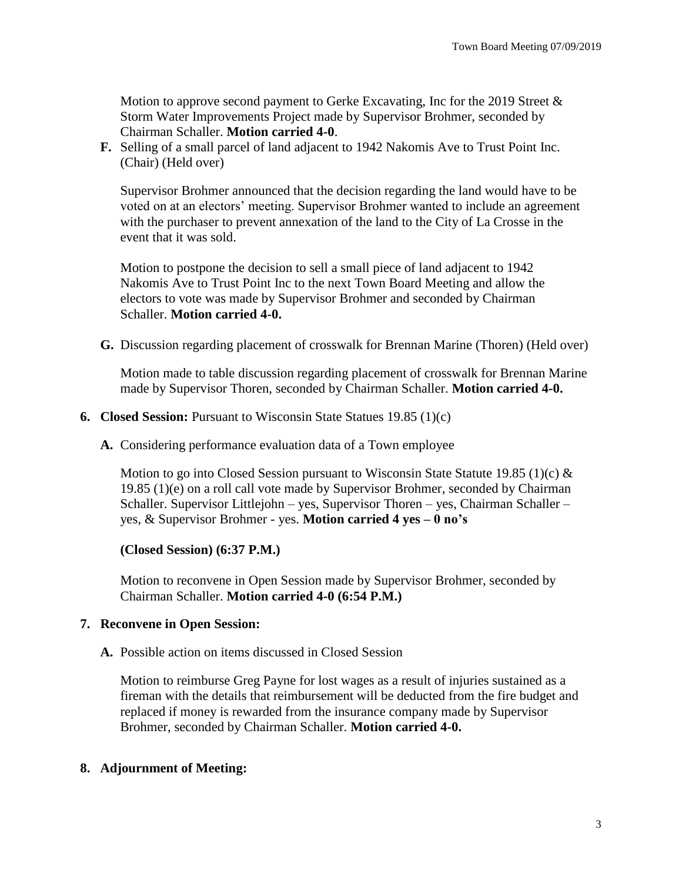Motion to approve second payment to Gerke Excavating, Inc for the 2019 Street & Storm Water Improvements Project made by Supervisor Brohmer, seconded by Chairman Schaller. **Motion carried 4-0**.

**F.** Selling of a small parcel of land adjacent to 1942 Nakomis Ave to Trust Point Inc. (Chair) (Held over)

Supervisor Brohmer announced that the decision regarding the land would have to be voted on at an electors' meeting. Supervisor Brohmer wanted to include an agreement with the purchaser to prevent annexation of the land to the City of La Crosse in the event that it was sold.

Motion to postpone the decision to sell a small piece of land adjacent to 1942 Nakomis Ave to Trust Point Inc to the next Town Board Meeting and allow the electors to vote was made by Supervisor Brohmer and seconded by Chairman Schaller. **Motion carried 4-0.**

**G.** Discussion regarding placement of crosswalk for Brennan Marine (Thoren) (Held over)

Motion made to table discussion regarding placement of crosswalk for Brennan Marine made by Supervisor Thoren, seconded by Chairman Schaller. **Motion carried 4-0.**

**6. Closed Session:** Pursuant to Wisconsin State Statues 19.85 (1)(c)

**A.** Considering performance evaluation data of a Town employee

Motion to go into Closed Session pursuant to Wisconsin State Statute 19.85 (1)(c) & 19.85 (1)(e) on a roll call vote made by Supervisor Brohmer, seconded by Chairman Schaller. Supervisor Littlejohn – yes, Supervisor Thoren – yes, Chairman Schaller – yes, & Supervisor Brohmer - yes. **Motion carried 4 yes – 0 no's**

**(Closed Session) (6:37 P.M.)**

Motion to reconvene in Open Session made by Supervisor Brohmer, seconded by Chairman Schaller. **Motion carried 4-0 (6:54 P.M.)**

**7. Reconvene in Open Session:**

**A.** Possible action on items discussed in Closed Session

Motion to reimburse Greg Payne for lost wages as a result of injuries sustained as a fireman with the details that reimbursement will be deducted from the fire budget and replaced if money is rewarded from the insurance company made by Supervisor Brohmer, seconded by Chairman Schaller. **Motion carried 4-0.**

**8. Adjournment of Meeting:**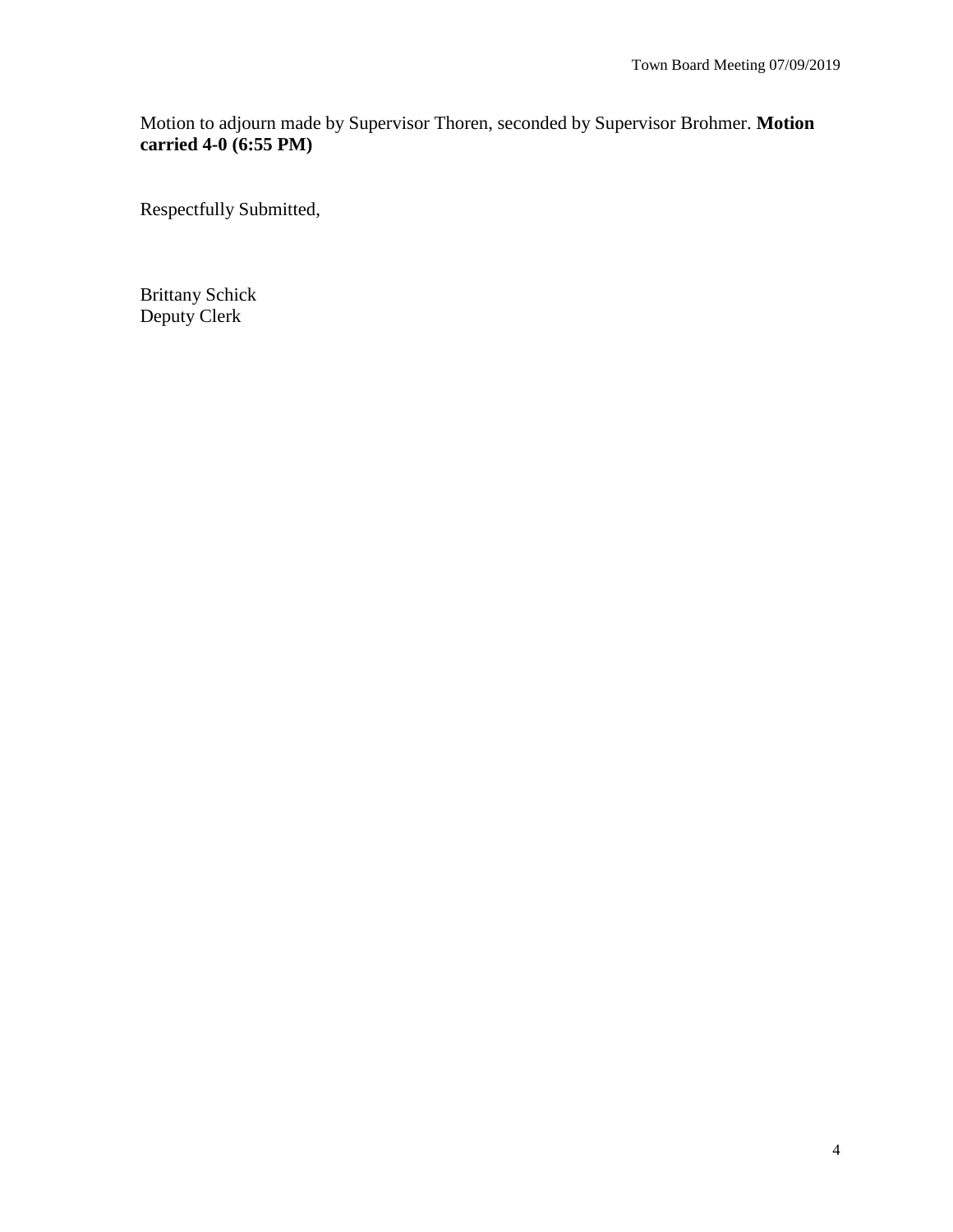Motion to adjourn made by Supervisor Thoren, seconded by Supervisor Brohmer. **Motion carried 4-0 (6:55 PM)**

Respectfully Submitted,

Brittany Schick
Deputy Clerk